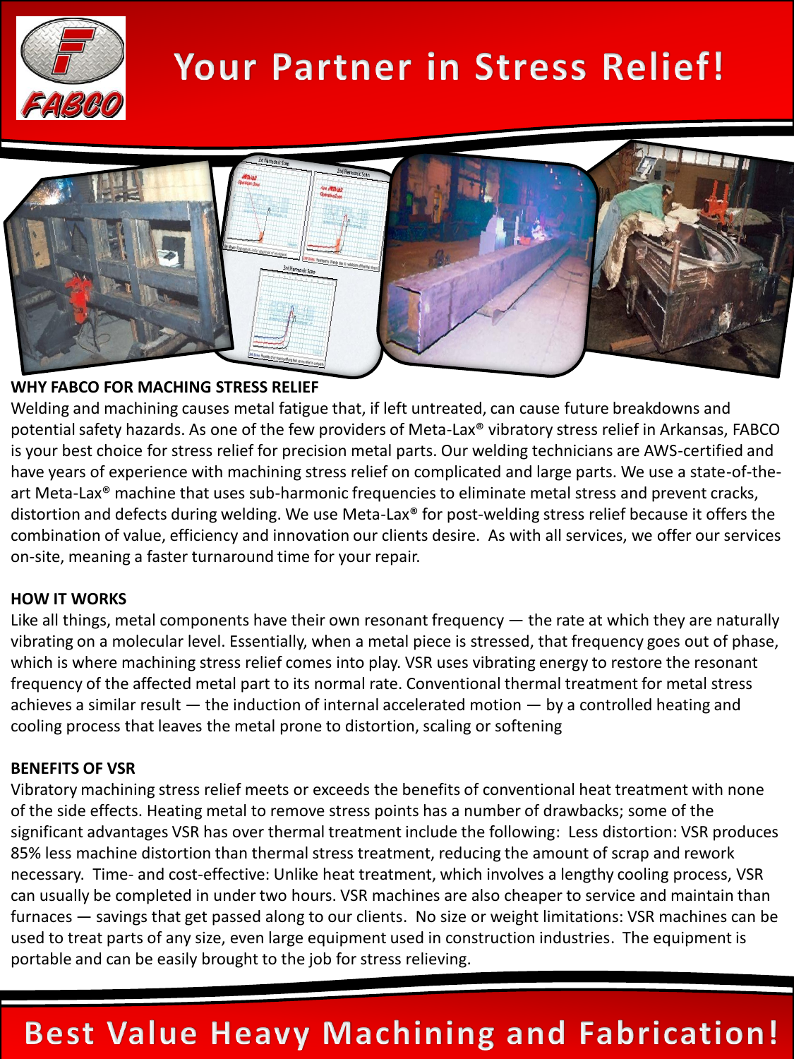# Your Partner in Stress Relief!

**WHY FABCO FOR MACHING STRESS RELIEF**

Welding and machining causes metal fatigue that, if left untreated, can cause future breakdowns and potential safety hazards. As one of the few providers of Meta-Lax® vibratory stress relief in Arkansas, FABCO is your best choice for stress relief for precision metal parts. Our welding technicians are AWS-certified and have years of experience with machining stress relief on complicated and large parts. We use a state-of-the-art Meta-Lax® machine that uses sub-harmonic frequencies to eliminate metal stress and prevent cracks, distortion and defects during welding. We use Meta-Lax® for post-welding stress relief because it offers the combination of value, efficiency and innovation our clients desire. As with all services, we offer our services on-site, meaning a faster turnaround time for your repair.

**HOW IT WORKS**

Like all things, metal components have their own resonant frequency — the rate at which they are naturally vibrating on a molecular level. Essentially, when a metal piece is stressed, that frequency goes out of phase, which is where machining stress relief comes into play. VSR uses vibrating energy to restore the resonant frequency of the affected metal part to its normal rate. Conventional thermal treatment for metal stress achieves a similar result — the induction of internal accelerated motion — by a controlled heating and cooling process that leaves the metal prone to distortion, scaling or softening

**BENEFITS OF VSR**

Vibratory machining stress relief meets or exceeds the benefits of conventional heat treatment with none of the side effects. Heating metal to remove stress points has a number of drawbacks; some of the significant advantages VSR has over thermal treatment include the following: Less distortion: VSR produces 85% less machine distortion than thermal stress treatment, reducing the amount of scrap and rework necessary. Time- and cost-effective: Unlike heat treatment, which involves a lengthy cooling process, VSR can usually be completed in under two hours. VSR machines are also cheaper to service and maintain than furnaces — savings that get passed along to our clients. No size or weight limitations: VSR machines can be used to treat parts of any size, even large equipment used in construction industries. The equipment is portable and can be easily brought to the job for stress relieving.

# Best Value Heavy Machining and Fabrication!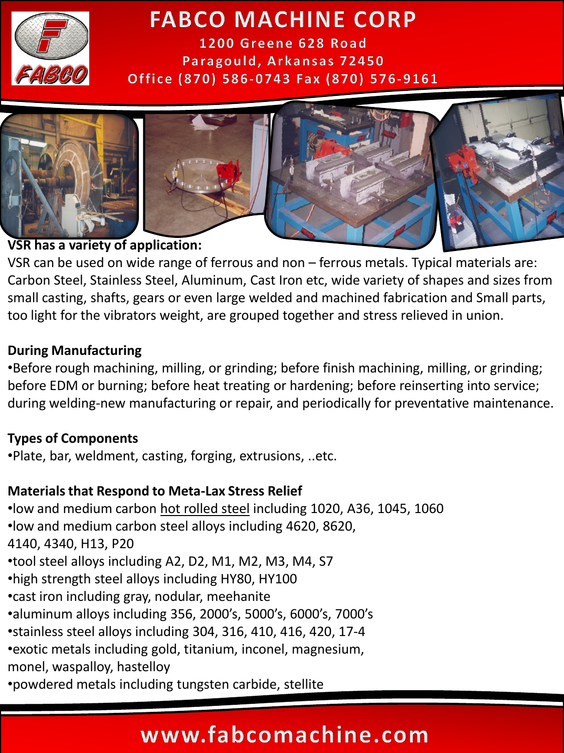# FABCO MACHINE CORP

1200 Greene 628 Road
Paragould, Arkansas 72450
Office (870) 586-0743 Fax (870) 576-9161

**VSR has a variety of application:**

VSR can be used on wide range of ferrous and non – ferrous metals. Typical materials are: Carbon Steel, Stainless Steel, Aluminum, Cast Iron etc, wide variety of shapes and sizes from small casting, shafts, gears or even large welded and machined fabrication and Small parts, too light for the vibrators weight, are grouped together and stress relieved in union.

**During Manufacturing**

•Before rough machining, milling, or grinding; before finish machining, milling, or grinding; before EDM or burning; before heat treating or hardening; before reinserting into service; during welding-new manufacturing or repair, and periodically for preventative maintenance.

**Types of Components**

•Plate, bar, weldment, casting, forging, extrusions, ..etc.

**Materials that Respond to Meta-Lax Stress Relief**

•low and medium carbon hot rolled steel including 1020, A36, 1045, 1060
•low and medium carbon steel alloys including 4620, 8620, 4140, 4340, H13, P20
•tool steel alloys including A2, D2, M1, M2, M3, M4, S7
•high strength steel alloys including HY80, HY100
•cast iron including gray, nodular, meehanite
•aluminum alloys including 356, 2000's, 5000's, 6000's, 7000's
•stainless steel alloys including 304, 316, 410, 416, 420, 17-4
•exotic metals including gold, titanium, inconel, magnesium, monel, waspalloy, hastelloy
•powdered metals including tungsten carbide, stellite

www.fabcomachine.com